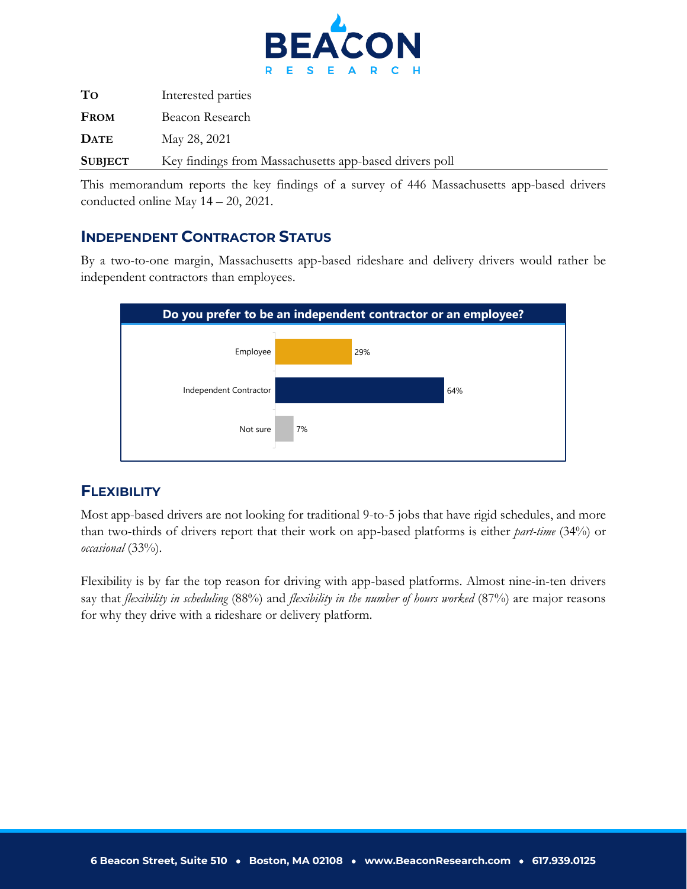BEACON RESEARCH

| | |
|---|---|
| **To** | Interested parties |
| **From** | Beacon Research |
| **Date** | May 28, 2021 |
| **Subject** | Key findings from Massachusetts app-based drivers poll |

This memorandum reports the key findings of a survey of 446 Massachusetts app-based drivers conducted online May 14 – 20, 2021.

## Independent Contractor Status

By a two-to-one margin, Massachusetts app-based rideshare and delivery drivers would rather be independent contractors than employees.

**Do you prefer to be an independent contractor or an employee?**

| Response | % |
|---|---|
| Employee | 29% |
| Independent Contractor | 64% |
| Not sure | 7% |

## Flexibility

Most app-based drivers are not looking for traditional 9-to-5 jobs that have rigid schedules, and more than two-thirds of drivers report that their work on app-based platforms is either *part-time* (34%) or *occasional* (33%).

Flexibility is by far the top reason for driving with app-based platforms. Almost nine-in-ten drivers say that *flexibility in scheduling* (88%) and *flexibility in the number of hours worked* (87%) are major reasons for why they drive with a rideshare or delivery platform.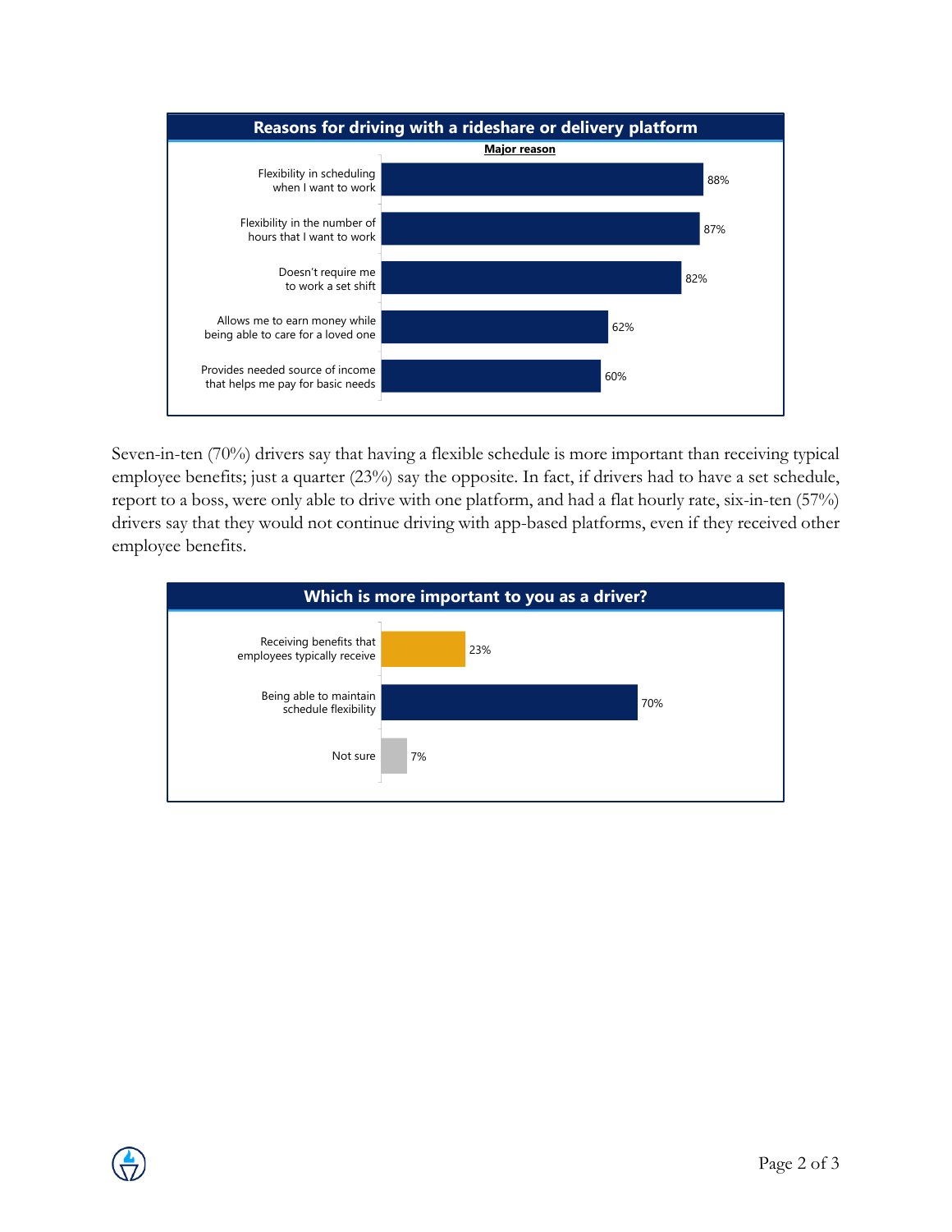**Reasons for driving with a rideshare or delivery platform**

| | Major reason |
|---|---|
| Flexibility in scheduling when I want to work | 88% |
| Flexibility in the number of hours that I want to work | 87% |
| Doesn't require me to work a set shift | 82% |
| Allows me to earn money while being able to care for a loved one | 62% |
| Provides needed source of income that helps me pay for basic needs | 60% |

Seven-in-ten (70%) drivers say that having a flexible schedule is more important than receiving typical employee benefits; just a quarter (23%) say the opposite. In fact, if drivers had to have a set schedule, report to a boss, were only able to drive with one platform, and had a flat hourly rate, six-in-ten (57%) drivers say that they would not continue driving with app-based platforms, even if they received other employee benefits.

**Which is more important to you as a driver?**

| | |
|---|---|
| Receiving benefits that employees typically receive | 23% |
| Being able to maintain schedule flexibility | 70% |
| Not sure | 7% |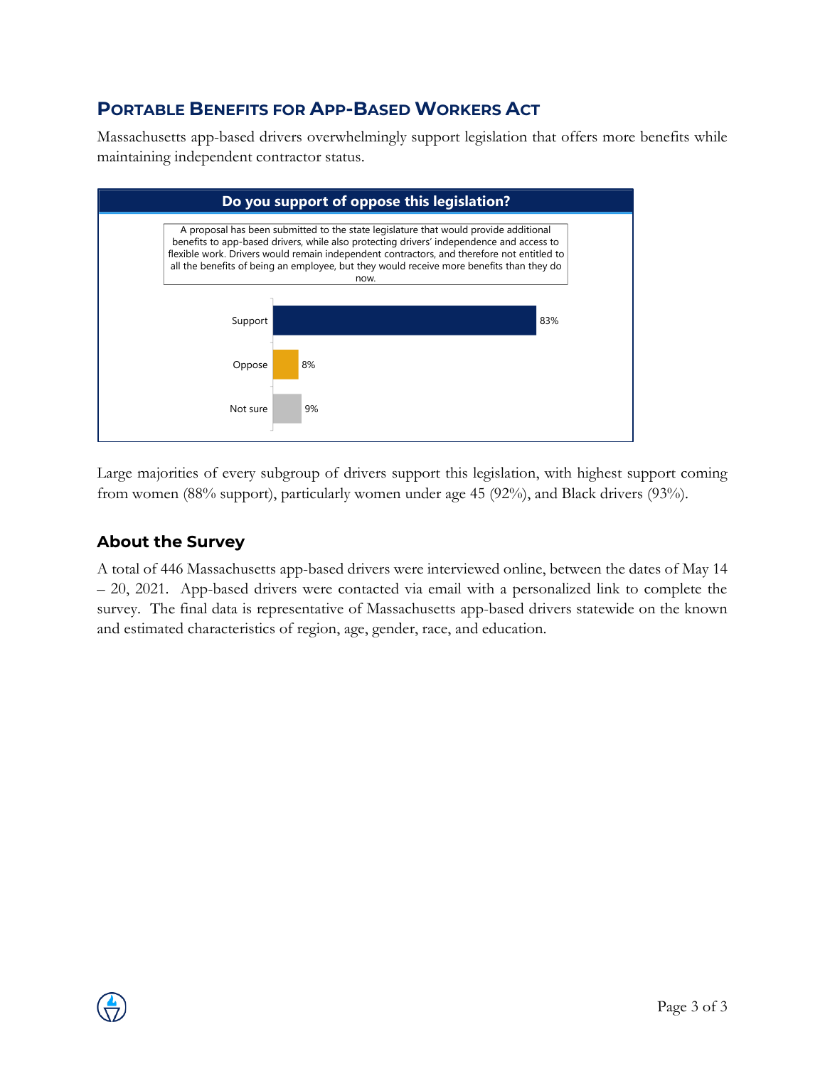## Portable Benefits for App-Based Workers Act

Massachusetts app-based drivers overwhelmingly support legislation that offers more benefits while maintaining independent contractor status.

**Do you support of oppose this legislation?**

A proposal has been submitted to the state legislature that would provide additional benefits to app-based drivers, while also protecting drivers' independence and access to flexible work. Drivers would remain independent contractors, and therefore not entitled to all the benefits of being an employee, but they would receive more benefits than they do now.

Support 83%

Oppose 8%

Not sure 9%

Large majorities of every subgroup of drivers support this legislation, with highest support coming from women (88% support), particularly women under age 45 (92%), and Black drivers (93%).

### About the Survey

A total of 446 Massachusetts app-based drivers were interviewed online, between the dates of May 14 – 20, 2021. App-based drivers were contacted via email with a personalized link to complete the survey. The final data is representative of Massachusetts app-based drivers statewide on the known and estimated characteristics of region, age, gender, race, and education.